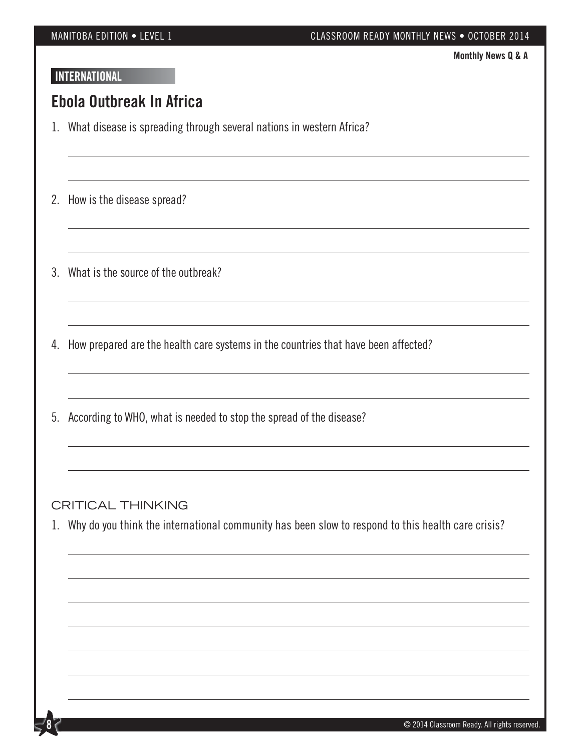Monthly News Q & A

**INTERNATIONAL**

## Ebola Outbreak In Africa

1. What disease is spreading through several nations in western Africa?

2. How is the disease spread?

3. What is the source of the outbreak?

4. How prepared are the health care systems in the countries that have been affected?

5. According to WHO, what is needed to stop the spread of the disease?

### CRITICAL THINKING

1. Why do you think the international community has been slow to respond to this health care crisis?

© 2014 Classroom Ready. All rights reserved.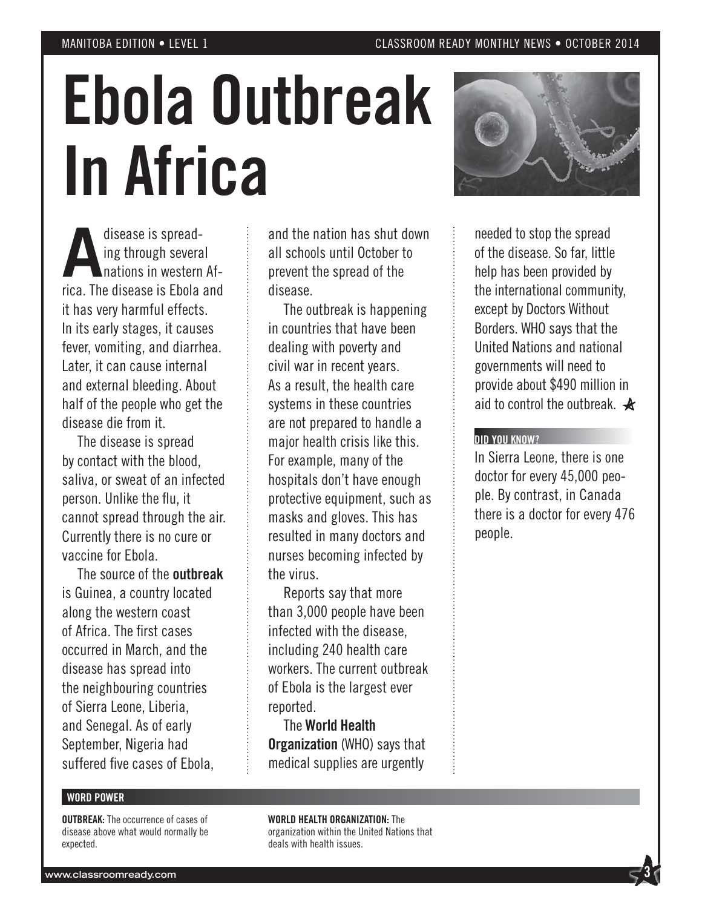# Ebola Outbreak In Africa

A disease is spreading through several nations in western Africa. The disease is Ebola and it has very harmful effects. In its early stages, it causes fever, vomiting, and diarrhea. Later, it can cause internal and external bleeding. About half of the people who get the disease die from it.

The disease is spread by contact with the blood, saliva, or sweat of an infected person. Unlike the flu, it cannot spread through the air. Currently there is no cure or vaccine for Ebola.

The source of the **outbreak** is Guinea, a country located along the western coast of Africa. The first cases occurred in March, and the disease has spread into the neighbouring countries of Sierra Leone, Liberia, and Senegal. As of early September, Nigeria had suffered five cases of Ebola, and the nation has shut down all schools until October to prevent the spread of the disease.

The outbreak is happening in countries that have been dealing with poverty and civil war in recent years. As a result, the health care systems in these countries are not prepared to handle a major health crisis like this. For example, many of the hospitals don't have enough protective equipment, such as masks and gloves. This has resulted in many doctors and nurses becoming infected by the virus.

Reports say that more than 3,000 people have been infected with the disease, including 240 health care workers. The current outbreak of Ebola is the largest ever reported.

The **World Health Organization** (WHO) says that medical supplies are urgently needed to stop the spread of the disease. So far, little help has been provided by the international community, except by Doctors Without Borders. WHO says that the United Nations and national governments will need to provide about $490 million in aid to control the outbreak.

### DID YOU KNOW?

In Sierra Leone, there is one doctor for every 45,000 people. By contrast, in Canada there is a doctor for every 476 people.

### WORD POWER

**OUTBREAK:** The occurrence of cases of disease above what would normally be expected.

**WORLD HEALTH ORGANIZATION:** The organization within the United Nations that deals with health issues.